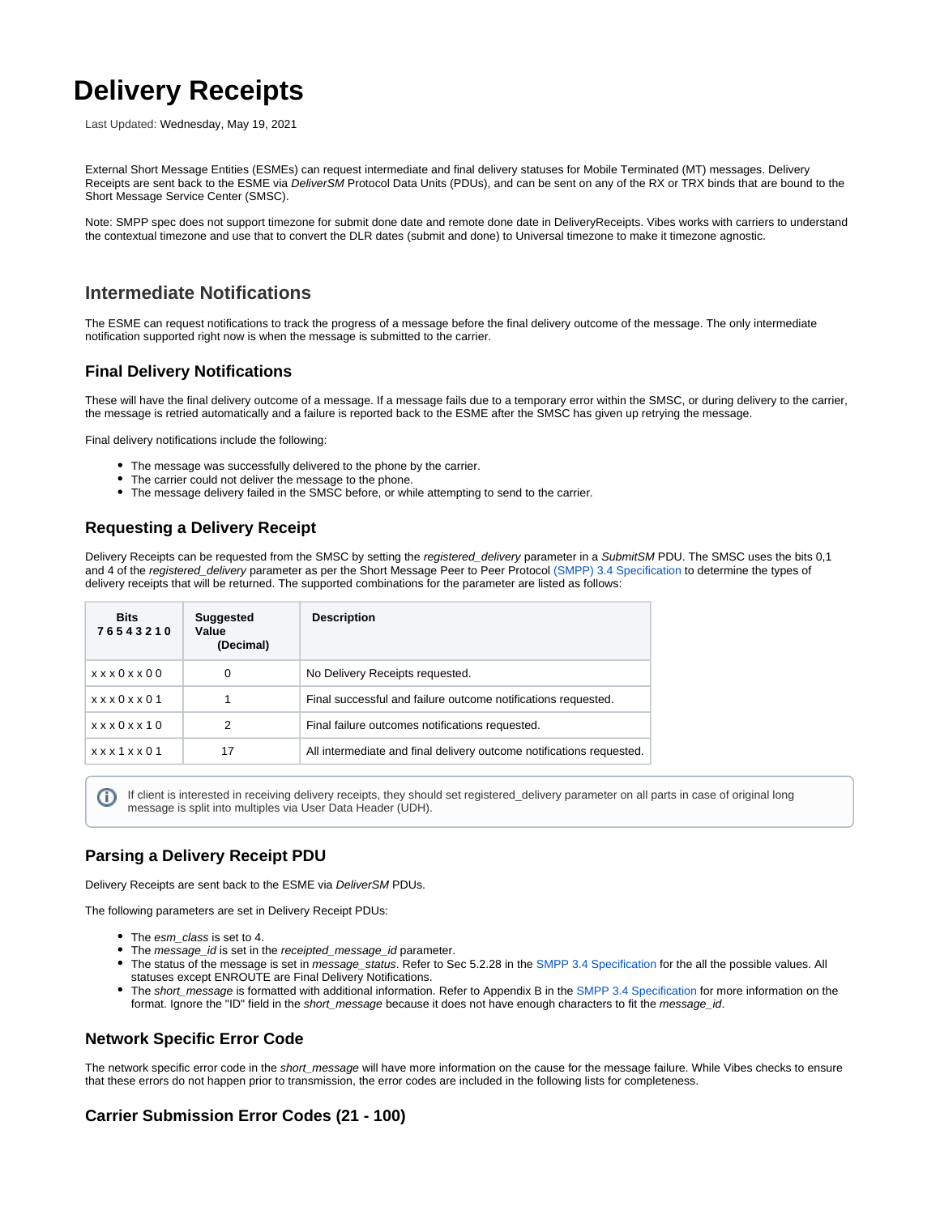# Delivery Receipts

Last Updated: Wednesday, May 19, 2021

External Short Message Entities (ESMEs) can request intermediate and final delivery statuses for Mobile Terminated (MT) messages. Delivery Receipts are sent back to the ESME via *DeliverSM* Protocol Data Units (PDUs), and can be sent on any of the RX or TRX binds that are bound to the Short Message Service Center (SMSC).

Note: SMPP spec does not support timezone for submit done date and remote done date in DeliveryReceipts. Vibes works with carriers to understand the contextual timezone and use that to convert the DLR dates (submit and done) to Universal timezone to make it timezone agnostic.

## Intermediate Notifications

The ESME can request notifications to track the progress of a message before the final delivery outcome of the message. The only intermediate notification supported right now is when the message is submitted to the carrier.

### Final Delivery Notifications

These will have the final delivery outcome of a message. If a message fails due to a temporary error within the SMSC, or during delivery to the carrier, the message is retried automatically and a failure is reported back to the ESME after the SMSC has given up retrying the message.

Final delivery notifications include the following:

- The message was successfully delivered to the phone by the carrier.
- The carrier could not deliver the message to the phone.
- The message delivery failed in the SMSC before, or while attempting to send to the carrier.

### Requesting a Delivery Receipt

Delivery Receipts can be requested from the SMSC by setting the *registered_delivery* parameter in a *SubmitSM* PDU. The SMSC uses the bits 0,1 and 4 of the *registered_delivery* parameter as per the Short Message Peer to Peer Protocol (SMPP) 3.4 Specification to determine the types of delivery receipts that will be returned. The supported combinations for the parameter are listed as follows:

| Bits 7 6 5 4 3 2 1 0 | Suggested Value (Decimal) | Description |
|---|---|---|
| x x x 0 x x 0 0 | 0 | No Delivery Receipts requested. |
| x x x 0 x x 0 1 | 1 | Final successful and failure outcome notifications requested. |
| x x x 0 x x 1 0 | 2 | Final failure outcomes notifications requested. |
| x x x 1 x x 0 1 | 17 | All intermediate and final delivery outcome notifications requested. |

If client is interested in receiving delivery receipts, they should set registered_delivery parameter on all parts in case of original long message is split into multiples via User Data Header (UDH).

### Parsing a Delivery Receipt PDU

Delivery Receipts are sent back to the ESME via *DeliverSM* PDUs.

The following parameters are set in Delivery Receipt PDUs:

- The *esm_class* is set to 4.
- The *message_id* is set in the *receipted_message_id* parameter.
- The status of the message is set in *message_status*. Refer to Sec 5.2.28 in the SMPP 3.4 Specification for the all the possible values. All statuses except ENROUTE are Final Delivery Notifications.
- The *short_message* is formatted with additional information. Refer to Appendix B in the SMPP 3.4 Specification for more information on the format. Ignore the "ID" field in the *short_message* because it does not have enough characters to fit the *message_id*.

### Network Specific Error Code

The network specific error code in the *short_message* will have more information on the cause for the message failure. While Vibes checks to ensure that these errors do not happen prior to transmission, the error codes are included in the following lists for completeness.

### Carrier Submission Error Codes (21 - 100)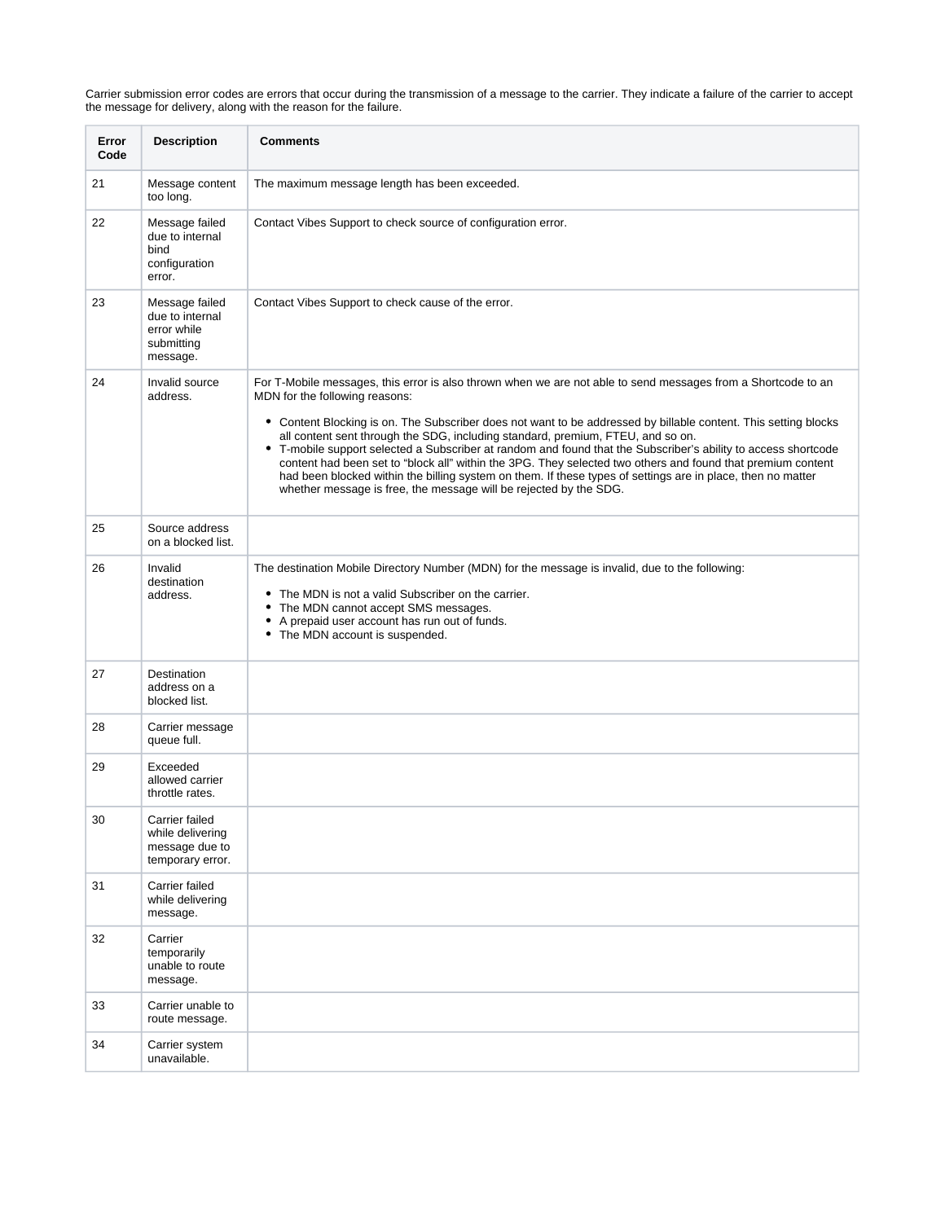Carrier submission error codes are errors that occur during the transmission of a message to the carrier. They indicate a failure of the carrier to accept the message for delivery, along with the reason for the failure.

| Error Code | Description | Comments |
|---|---|---|
| 21 | Message content too long. | The maximum message length has been exceeded. |
| 22 | Message failed due to internal bind configuration error. | Contact Vibes Support to check source of configuration error. |
| 23 | Message failed due to internal error while submitting message. | Contact Vibes Support to check cause of the error. |
| 24 | Invalid source address. | For T-Mobile messages, this error is also thrown when we are not able to send messages from a Shortcode to an MDN for the following reasons:<br>• Content Blocking is on. The Subscriber does not want to be addressed by billable content. This setting blocks all content sent through the SDG, including standard, premium, FTEU, and so on.<br>• T-mobile support selected a Subscriber at random and found that the Subscriber's ability to access shortcode content had been set to "block all" within the 3PG. They selected two others and found that premium content had been blocked within the billing system on them. If these types of settings are in place, then no matter whether message is free, the message will be rejected by the SDG. |
| 25 | Source address on a blocked list. | |
| 26 | Invalid destination address. | The destination Mobile Directory Number (MDN) for the message is invalid, due to the following:<br>• The MDN is not a valid Subscriber on the carrier.<br>• The MDN cannot accept SMS messages.<br>• A prepaid user account has run out of funds.<br>• The MDN account is suspended. |
| 27 | Destination address on a blocked list. | |
| 28 | Carrier message queue full. | |
| 29 | Exceeded allowed carrier throttle rates. | |
| 30 | Carrier failed while delivering message due to temporary error. | |
| 31 | Carrier failed while delivering message. | |
| 32 | Carrier temporarily unable to route message. | |
| 33 | Carrier unable to route message. | |
| 34 | Carrier system unavailable. | |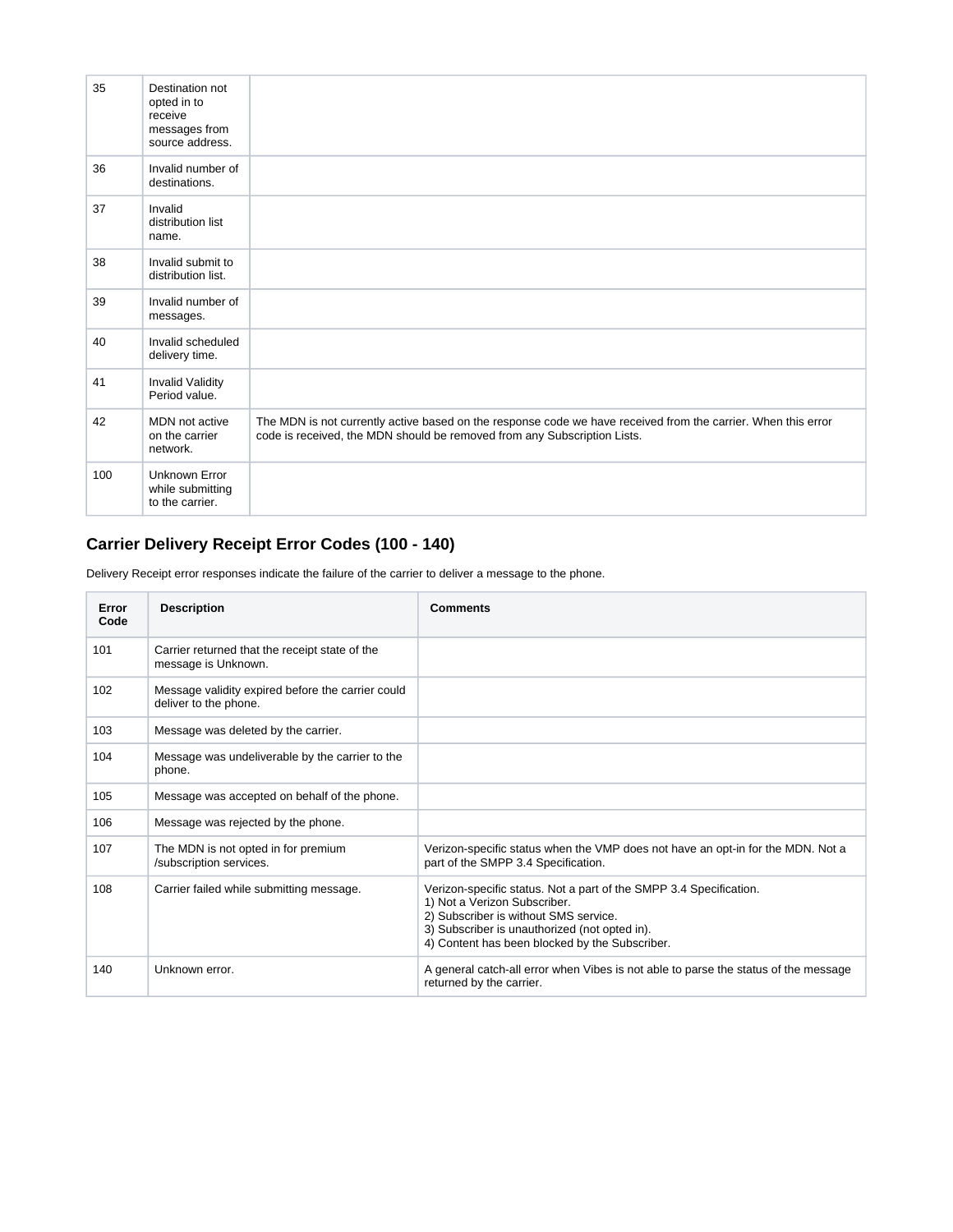| | | |
|---|---|---|
| 35 | Destination not opted in to receive messages from source address. | |
| 36 | Invalid number of destinations. | |
| 37 | Invalid distribution list name. | |
| 38 | Invalid submit to distribution list. | |
| 39 | Invalid number of messages. | |
| 40 | Invalid scheduled delivery time. | |
| 41 | Invalid Validity Period value. | |
| 42 | MDN not active on the carrier network. | The MDN is not currently active based on the response code we have received from the carrier. When this error code is received, the MDN should be removed from any Subscription Lists. |
| 100 | Unknown Error while submitting to the carrier. | |

## Carrier Delivery Receipt Error Codes (100 - 140)

Delivery Receipt error responses indicate the failure of the carrier to deliver a message to the phone.

| Error Code | Description | Comments |
|---|---|---|
| 101 | Carrier returned that the receipt state of the message is Unknown. | |
| 102 | Message validity expired before the carrier could deliver to the phone. | |
| 103 | Message was deleted by the carrier. | |
| 104 | Message was undeliverable by the carrier to the phone. | |
| 105 | Message was accepted on behalf of the phone. | |
| 106 | Message was rejected by the phone. | |
| 107 | The MDN is not opted in for premium /subscription services. | Verizon-specific status when the VMP does not have an opt-in for the MDN. Not a part of the SMPP 3.4 Specification. |
| 108 | Carrier failed while submitting message. | Verizon-specific status. Not a part of the SMPP 3.4 Specification.<br>1) Not a Verizon Subscriber.<br>2) Subscriber is without SMS service.<br>3) Subscriber is unauthorized (not opted in).<br>4) Content has been blocked by the Subscriber. |
| 140 | Unknown error. | A general catch-all error when Vibes is not able to parse the status of the message returned by the carrier. |